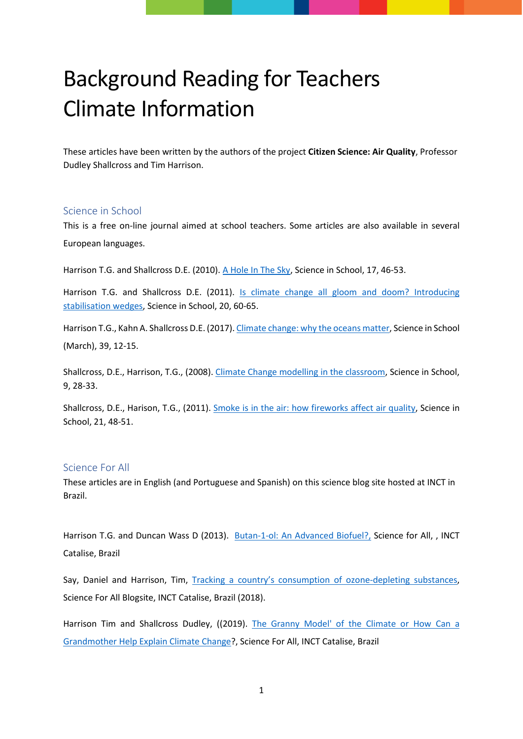# Background Reading for Teachers Climate Information

These articles have been written by the authors of the project **Citizen Science: Air Quality**, Professor Dudley Shallcross and Tim Harrison.

## Science in School

This is a free on-line journal aimed at school teachers. Some articles are also available in several European languages.

Harrison T.G. and Shallcross D.E. (2010). A Hole In The Sky, Science in School, 17, 46-53.

Harrison T.G. and Shallcross D.E. (2011). Is climate change all gloom and doom? Introducing stabilisation wedges, Science in School, 20, 60-65.

Harrison T.G., Kahn A. Shallcross D.E. (2017). Climate change: why the oceans matter, Science in School (March), 39, 12-15.

Shallcross, D.E., Harrison, T.G., (2008). Climate Change modelling in the classroom, Science in School, 9, 28-33.

Shallcross, D.E., Harison, T.G., (2011). Smoke is in the air: how fireworks affect air quality, Science in School, 21, 48-51.

## Science For All

These articles are in English (and Portuguese and Spanish) on this science blog site hosted at INCT in Brazil.

Harrison T.G. and Duncan Wass D (2013). Butan-1-ol: An Advanced Biofuel?, Science for All, , INCT Catalise, Brazil

Say, Daniel and Harrison, Tim, Tracking a country's consumption of ozone-depleting substances, Science For All Blogsite, INCT Catalise, Brazil (2018).

Harrison Tim and Shallcross Dudley, ((2019). The Granny Model' of the Climate or How Can a Grandmother Help Explain Climate Change?, Science For All, INCT Catalise, Brazil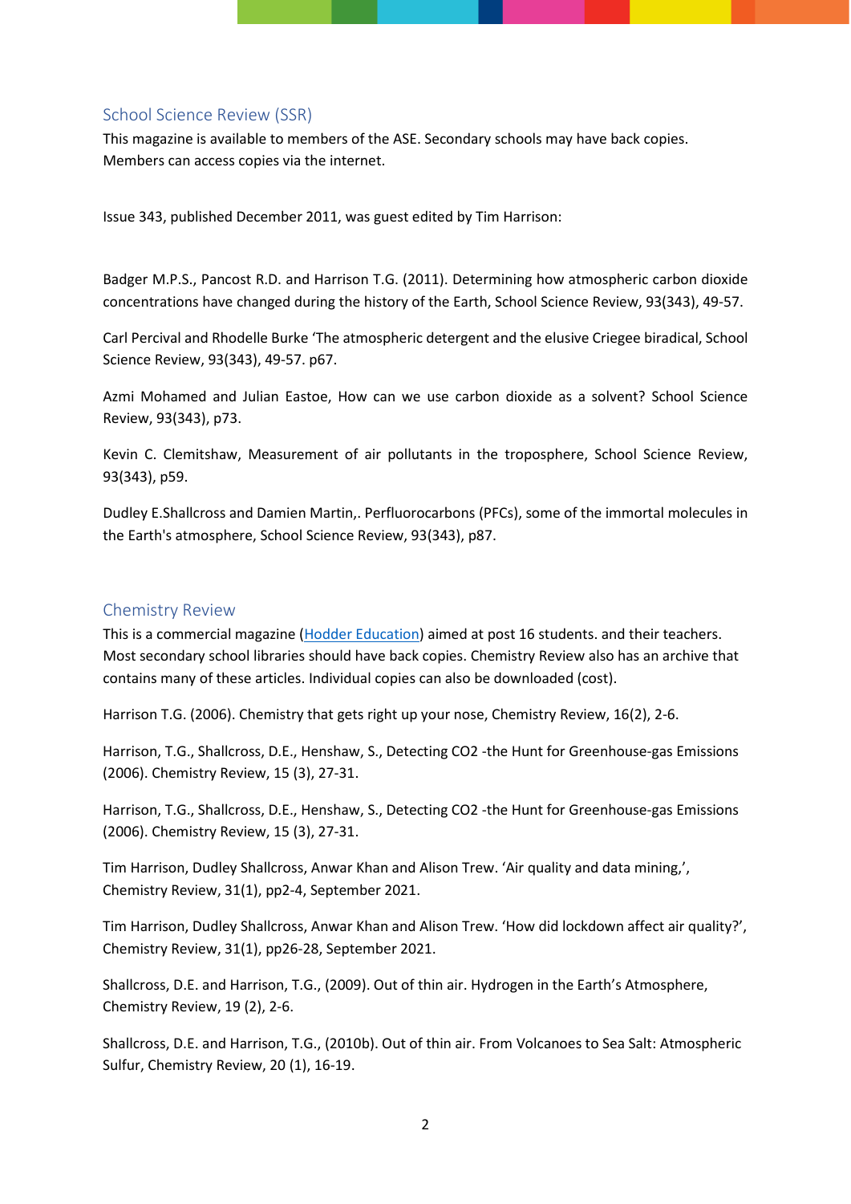## School Science Review (SSR)

This magazine is available to members of the ASE. Secondary schools may have back copies. Members can access copies via the internet.

Issue 343, published December 2011, was guest edited by Tim Harrison:

Badger M.P.S., Pancost R.D. and Harrison T.G. (2011). Determining how atmospheric carbon dioxide concentrations have changed during the history of the Earth, School Science Review, 93(343), 49-57.

Carl Percival and Rhodelle Burke 'The atmospheric detergent and the elusive Criegee biradical, School Science Review, 93(343), 49-57. p67.

Azmi Mohamed and Julian Eastoe, How can we use carbon dioxide as a solvent? School Science Review, 93(343), p73.

Kevin C. Clemitshaw, Measurement of air pollutants in the troposphere, School Science Review, 93(343), p59.

Dudley E.Shallcross and Damien Martin,. Perfluorocarbons (PFCs), some of the immortal molecules in the Earth's atmosphere, School Science Review, 93(343), p87.

## Chemistry Review

This is a commercial magazine ([Hodder Education]) aimed at post 16 students. and their teachers. Most secondary school libraries should have back copies. Chemistry Review also has an archive that contains many of these articles. Individual copies can also be downloaded (cost).

Harrison T.G. (2006). Chemistry that gets right up your nose, Chemistry Review, 16(2), 2-6.

Harrison, T.G., Shallcross, D.E., Henshaw, S., Detecting CO2 -the Hunt for Greenhouse-gas Emissions (2006). Chemistry Review, 15 (3), 27-31.

Harrison, T.G., Shallcross, D.E., Henshaw, S., Detecting CO2 -the Hunt for Greenhouse-gas Emissions (2006). Chemistry Review, 15 (3), 27-31.

Tim Harrison, Dudley Shallcross, Anwar Khan and Alison Trew. 'Air quality and data mining,', Chemistry Review, 31(1), pp2-4, September 2021.

Tim Harrison, Dudley Shallcross, Anwar Khan and Alison Trew. 'How did lockdown affect air quality?', Chemistry Review, 31(1), pp26-28, September 2021.

Shallcross, D.E. and Harrison, T.G., (2009). Out of thin air. Hydrogen in the Earth's Atmosphere, Chemistry Review, 19 (2), 2-6.

Shallcross, D.E. and Harrison, T.G., (2010b). Out of thin air. From Volcanoes to Sea Salt: Atmospheric Sulfur, Chemistry Review, 20 (1), 16-19.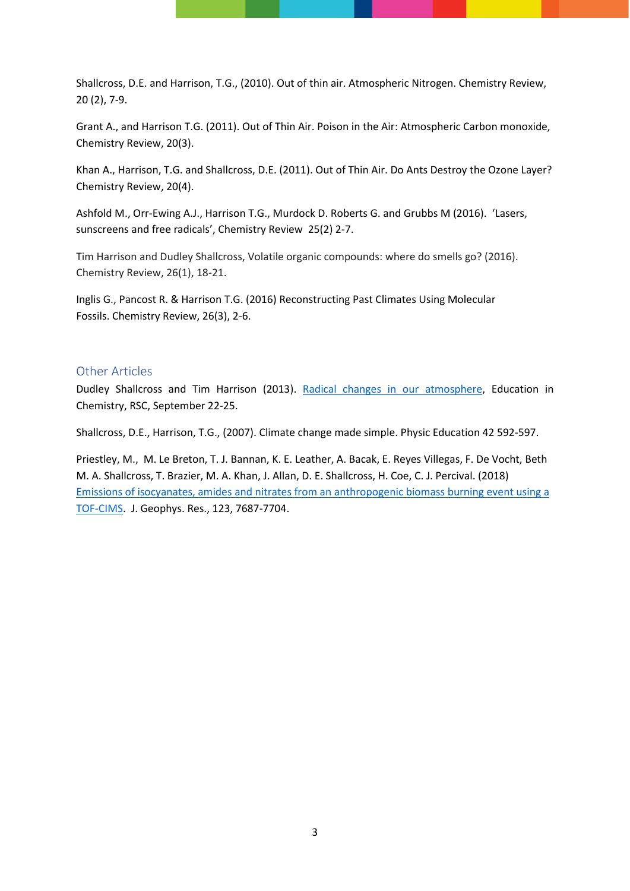Shallcross, D.E. and Harrison, T.G., (2010). Out of thin air. Atmospheric Nitrogen. Chemistry Review, 20 (2), 7-9.

Grant A., and Harrison T.G. (2011). Out of Thin Air. Poison in the Air: Atmospheric Carbon monoxide, Chemistry Review, 20(3).

Khan A., Harrison, T.G. and Shallcross, D.E. (2011). Out of Thin Air. Do Ants Destroy the Ozone Layer? Chemistry Review, 20(4).

Ashfold M., Orr-Ewing A.J., Harrison T.G., Murdock D. Roberts G. and Grubbs M (2016). 'Lasers, sunscreens and free radicals', Chemistry Review 25(2) 2-7.

Tim Harrison and Dudley Shallcross, Volatile organic compounds: where do smells go? (2016). Chemistry Review, 26(1), 18-21.

Inglis G., Pancost R. & Harrison T.G. (2016) Reconstructing Past Climates Using Molecular Fossils. Chemistry Review, 26(3), 2-6.

## Other Articles

Dudley Shallcross and Tim Harrison (2013). Radical changes in our atmosphere, Education in Chemistry, RSC, September 22-25.

Shallcross, D.E., Harrison, T.G., (2007). Climate change made simple. Physic Education 42 592-597.

Priestley, M., M. Le Breton, T. J. Bannan, K. E. Leather, A. Bacak, E. Reyes Villegas, F. De Vocht, Beth M. A. Shallcross, T. Brazier, M. A. Khan, J. Allan, D. E. Shallcross, H. Coe, C. J. Percival. (2018) Emissions of isocyanates, amides and nitrates from an anthropogenic biomass burning event using a TOF-CIMS. J. Geophys. Res., 123, 7687-7704.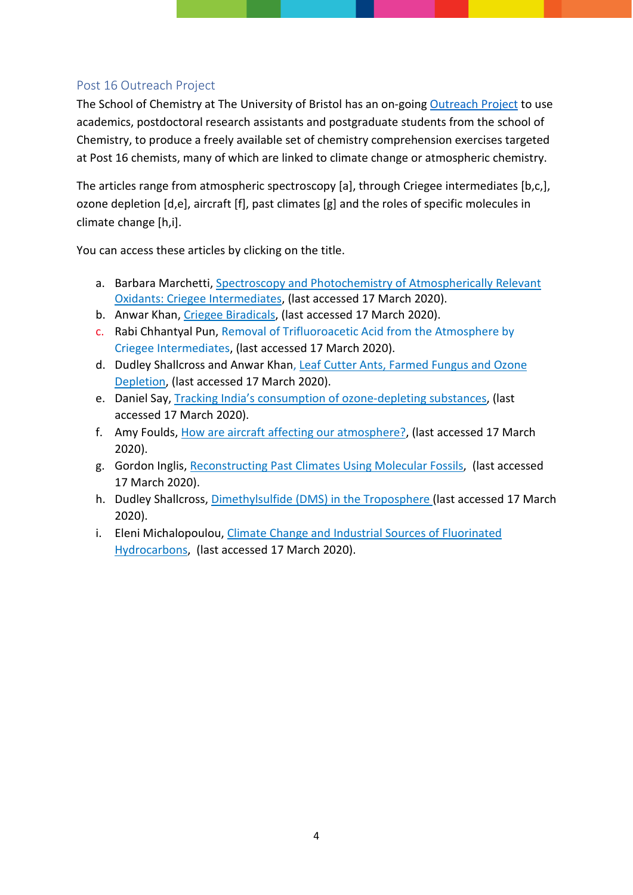## Post 16 Outreach Project

The School of Chemistry at The University of Bristol has an on-going Outreach Project to use academics, postdoctoral research assistants and postgraduate students from the school of Chemistry, to produce a freely available set of chemistry comprehension exercises targeted at Post 16 chemists, many of which are linked to climate change or atmospheric chemistry.

The articles range from atmospheric spectroscopy [a], through Criegee intermediates [b,c,], ozone depletion [d,e], aircraft [f], past climates [g] and the roles of specific molecules in climate change [h,i].

You can access these articles by clicking on the title.

a. Barbara Marchetti, Spectroscopy and Photochemistry of Atmospherically Relevant Oxidants: Criegee Intermediates, (last accessed 17 March 2020).
b. Anwar Khan, Criegee Biradicals, (last accessed 17 March 2020).
c. Rabi Chhantyal Pun, Removal of Trifluoroacetic Acid from the Atmosphere by Criegee Intermediates, (last accessed 17 March 2020).
d. Dudley Shallcross and Anwar Khan, Leaf Cutter Ants, Farmed Fungus and Ozone Depletion, (last accessed 17 March 2020).
e. Daniel Say, Tracking India's consumption of ozone-depleting substances, (last accessed 17 March 2020).
f. Amy Foulds, How are aircraft affecting our atmosphere?, (last accessed 17 March 2020).
g. Gordon Inglis, Reconstructing Past Climates Using Molecular Fossils, (last accessed 17 March 2020).
h. Dudley Shallcross, Dimethylsulfide (DMS) in the Troposphere (last accessed 17 March 2020).
i. Eleni Michalopoulou, Climate Change and Industrial Sources of Fluorinated Hydrocarbons, (last accessed 17 March 2020).